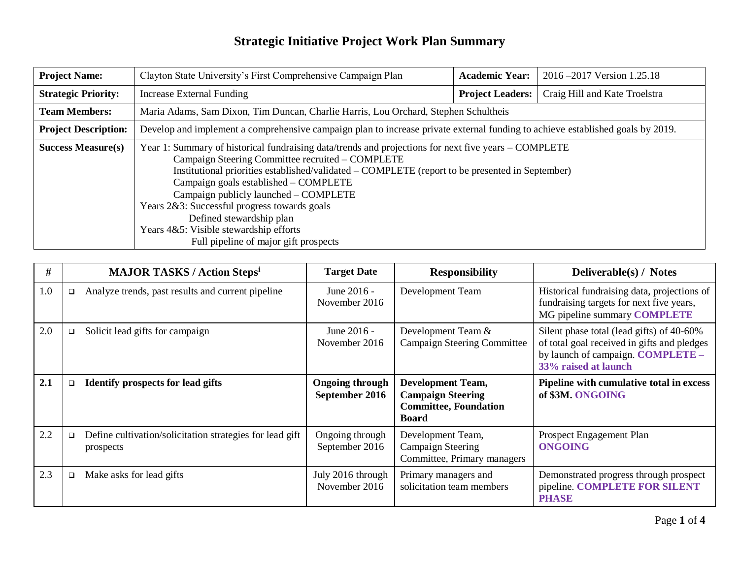# Strategic Initiative Project Work Plan Summary

| **Project Name:** | Clayton State University's First Comprehensive Campaign Plan | **Academic Year:** | 2016 –2017 Version 1.25.18 |
|---|---|---|---|
| **Strategic Priority:** | Increase External Funding | **Project Leaders:** | Craig Hill and Kate Troelstra |
| **Team Members:** | Maria Adams, Sam Dixon, Tim Duncan, Charlie Harris, Lou Orchard, Stephen Schultheis | | |
| **Project Description:** | Develop and implement a comprehensive campaign plan to increase private external funding to achieve established goals by 2019. | | |
| **Success Measure(s)** | Year 1: Summary of historical fundraising data/trends and projections for next five years – COMPLETE<br>Campaign Steering Committee recruited – COMPLETE<br>Institutional priorities established/validated – COMPLETE (report to be presented in September)<br>Campaign goals established – COMPLETE<br>Campaign publicly launched – COMPLETE<br>Years 2&3: Successful progress towards goals<br>Defined stewardship plan<br>Years 4&5: Visible stewardship efforts<br>Full pipeline of major gift prospects | | |

| # | MAJOR TASKS / Action Steps[i] | Target Date | Responsibility | Deliverable(s) / Notes |
|---|---|---|---|---|
| 1.0 | ❑ Analyze trends, past results and current pipeline | June 2016 - November 2016 | Development Team | Historical fundraising data, projections of fundraising targets for next five years, MG pipeline summary **COMPLETE** |
| 2.0 | ❑ Solicit lead gifts for campaign | June 2016 - November 2016 | Development Team & Campaign Steering Committee | Silent phase total (lead gifts) of 40-60% of total goal received in gifts and pledges by launch of campaign. **COMPLETE – 33% raised at launch** |
| **2.1** | ❑ **Identify prospects for lead gifts** | **Ongoing through September 2016** | **Development Team, Campaign Steering Committee, Foundation Board** | **Pipeline with cumulative total in excess of $3M. ONGOING** |
| 2.2 | ❑ Define cultivation/solicitation strategies for lead gift prospects | Ongoing through September 2016 | Development Team, Campaign Steering Committee, Primary managers | Prospect Engagement Plan **ONGOING** |
| 2.3 | ❑ Make asks for lead gifts | July 2016 through November 2016 | Primary managers and solicitation team members | Demonstrated progress through prospect pipeline. **COMPLETE FOR SILENT PHASE** |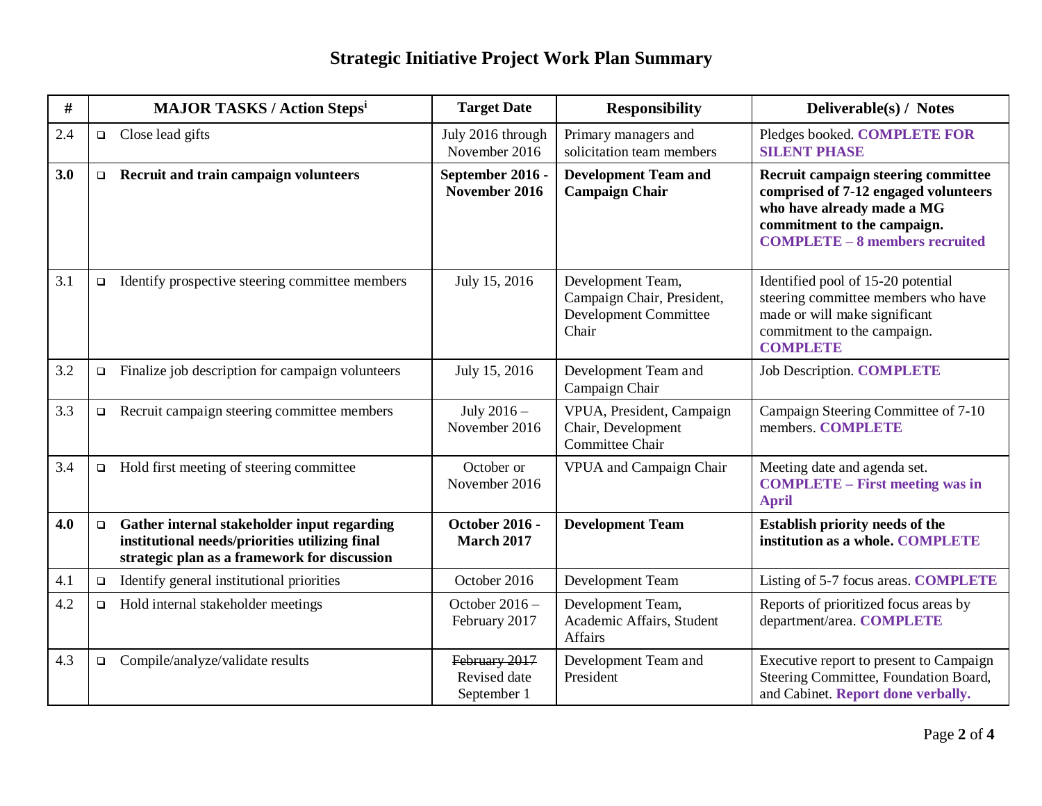# Strategic Initiative Project Work Plan Summary

| # | MAJOR TASKS / Action Steps[i] | Target Date | Responsibility | Deliverable(s) / Notes |
|---|---|---|---|---|
| 2.4 | ❑ Close lead gifts | July 2016 through November 2016 | Primary managers and solicitation team members | Pledges booked. **COMPLETE FOR SILENT PHASE** |
| **3.0** | ❑ **Recruit and train campaign volunteers** | **September 2016 - November 2016** | **Development Team and Campaign Chair** | **Recruit campaign steering committee comprised of 7-12 engaged volunteers who have already made a MG commitment to the campaign. COMPLETE – 8 members recruited** |
| 3.1 | ❑ Identify prospective steering committee members | July 15, 2016 | Development Team, Campaign Chair, President, Development Committee Chair | Identified pool of 15-20 potential steering committee members who have made or will make significant commitment to the campaign. **COMPLETE** |
| 3.2 | ❑ Finalize job description for campaign volunteers | July 15, 2016 | Development Team and Campaign Chair | Job Description. **COMPLETE** |
| 3.3 | ❑ Recruit campaign steering committee members | July 2016 – November 2016 | VPUA, President, Campaign Chair, Development Committee Chair | Campaign Steering Committee of 7-10 members. **COMPLETE** |
| 3.4 | ❑ Hold first meeting of steering committee | October or November 2016 | VPUA and Campaign Chair | Meeting date and agenda set. **COMPLETE – First meeting was in April** |
| **4.0** | ❑ **Gather internal stakeholder input regarding institutional needs/priorities utilizing final strategic plan as a framework for discussion** | **October 2016 - March 2017** | **Development Team** | **Establish priority needs of the institution as a whole. COMPLETE** |
| 4.1 | ❑ Identify general institutional priorities | October 2016 | Development Team | Listing of 5-7 focus areas. **COMPLETE** |
| 4.2 | ❑ Hold internal stakeholder meetings | October 2016 – February 2017 | Development Team, Academic Affairs, Student Affairs | Reports of prioritized focus areas by department/area. **COMPLETE** |
| 4.3 | ❑ Compile/analyze/validate results | ~~February 2017~~ Revised date September 1 | Development Team and President | Executive report to present to Campaign Steering Committee, Foundation Board, and Cabinet. **Report done verbally.** |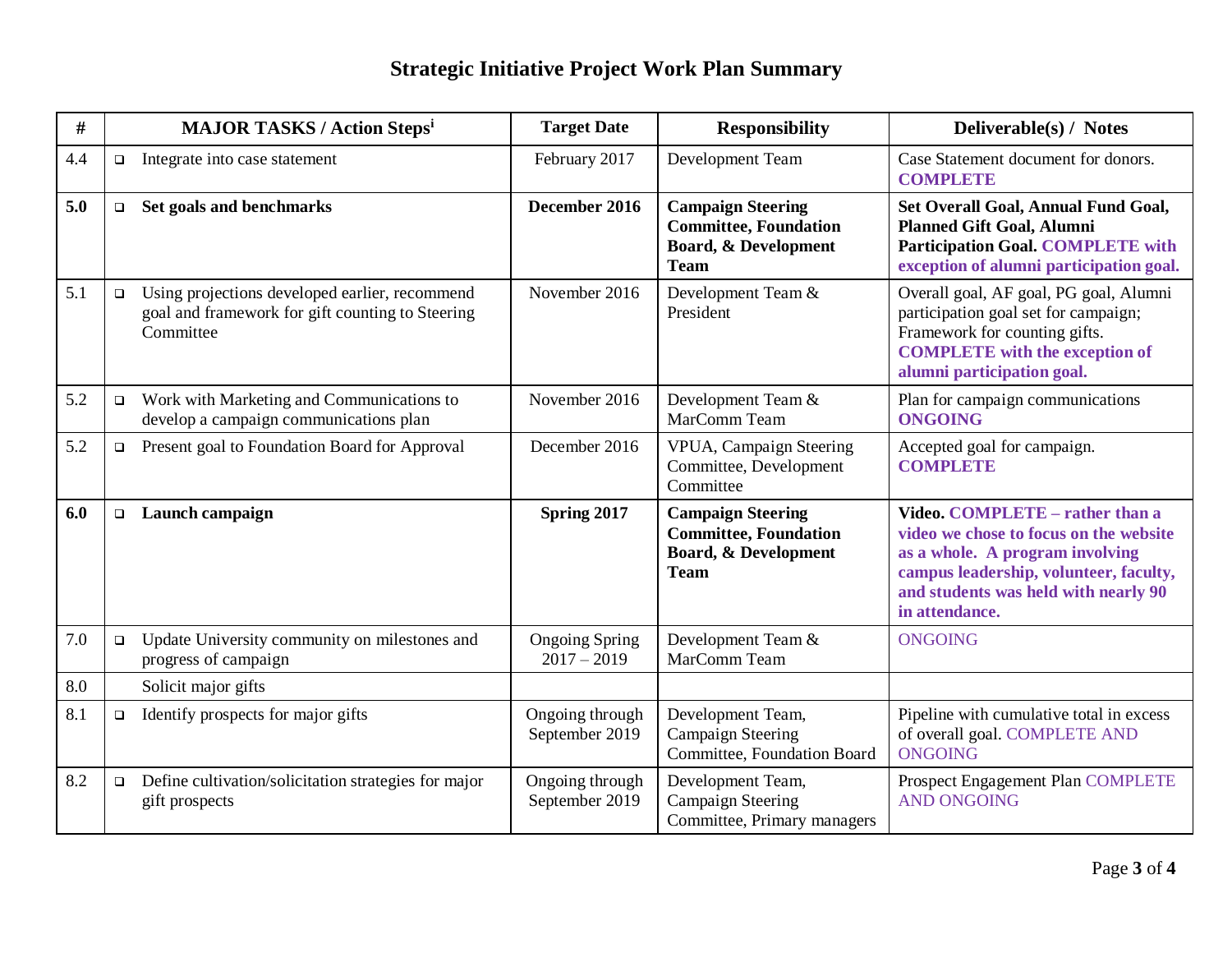# Strategic Initiative Project Work Plan Summary

| # | MAJOR TASKS / Action Steps[i] | Target Date | Responsibility | Deliverable(s) / Notes |
|---|---|---|---|---|
| 4.4 | ❑ Integrate into case statement | February 2017 | Development Team | Case Statement document for donors. **COMPLETE** |
| **5.0** | ❑ **Set goals and benchmarks** | **December 2016** | **Campaign Steering Committee, Foundation Board, & Development Team** | **Set Overall Goal, Annual Fund Goal, Planned Gift Goal, Alumni Participation Goal. COMPLETE with exception of alumni participation goal.** |
| 5.1 | ❑ Using projections developed earlier, recommend goal and framework for gift counting to Steering Committee | November 2016 | Development Team & President | Overall goal, AF goal, PG goal, Alumni participation goal set for campaign; Framework for counting gifts. **COMPLETE with the exception of alumni participation goal.** |
| 5.2 | ❑ Work with Marketing and Communications to develop a campaign communications plan | November 2016 | Development Team & MarComm Team | Plan for campaign communications **ONGOING** |
| 5.2 | ❑ Present goal to Foundation Board for Approval | December 2016 | VPUA, Campaign Steering Committee, Development Committee | Accepted goal for campaign. **COMPLETE** |
| **6.0** | ❑ **Launch campaign** | **Spring 2017** | **Campaign Steering Committee, Foundation Board, & Development Team** | **Video. COMPLETE – rather than a video we chose to focus on the website as a whole. A program involving campus leadership, volunteer, faculty, and students was held with nearly 90 in attendance.** |
| 7.0 | ❑ Update University community on milestones and progress of campaign | Ongoing Spring 2017 – 2019 | Development Team & MarComm Team | ONGOING |
| 8.0 | Solicit major gifts | | | |
| 8.1 | ❑ Identify prospects for major gifts | Ongoing through September 2019 | Development Team, Campaign Steering Committee, Foundation Board | Pipeline with cumulative total in excess of overall goal. COMPLETE AND ONGOING |
| 8.2 | ❑ Define cultivation/solicitation strategies for major gift prospects | Ongoing through September 2019 | Development Team, Campaign Steering Committee, Primary managers | Prospect Engagement Plan COMPLETE AND ONGOING |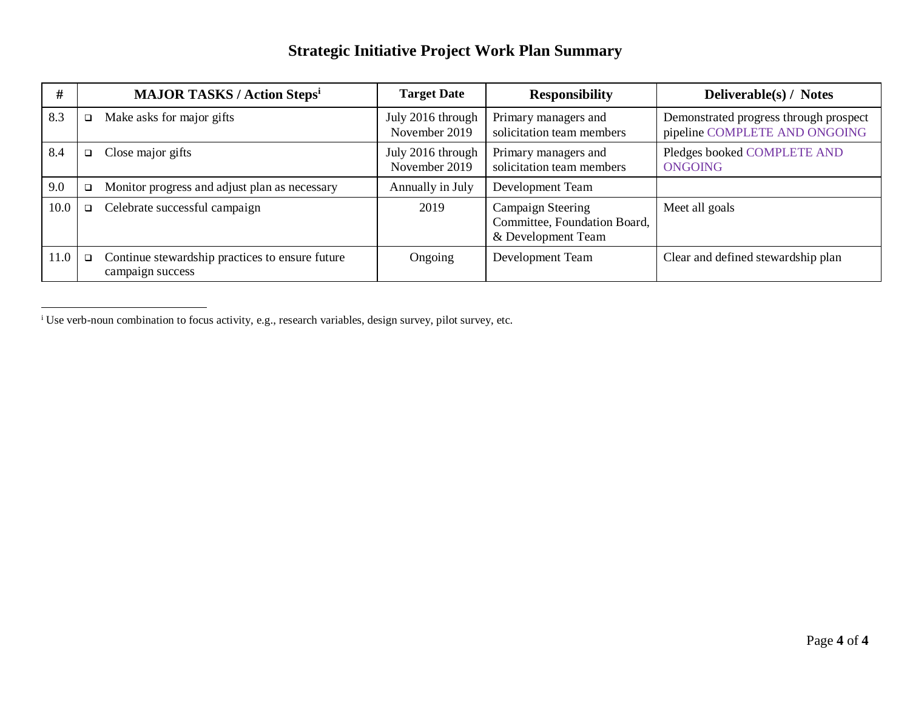# Strategic Initiative Project Work Plan Summary

| # | MAJOR TASKS / Action Steps[i] | Target Date | Responsibility | Deliverable(s) / Notes |
|---|---|---|---|---|
| 8.3 | ❑ Make asks for major gifts | July 2016 through November 2019 | Primary managers and solicitation team members | Demonstrated progress through prospect pipeline COMPLETE AND ONGOING |
| 8.4 | ❑ Close major gifts | July 2016 through November 2019 | Primary managers and solicitation team members | Pledges booked COMPLETE AND ONGOING |
| 9.0 | ❑ Monitor progress and adjust plan as necessary | Annually in July | Development Team | |
| 10.0 | ❑ Celebrate successful campaign | 2019 | Campaign Steering Committee, Foundation Board, & Development Team | Meet all goals |
| 11.0 | ❑ Continue stewardship practices to ensure future campaign success | Ongoing | Development Team | Clear and defined stewardship plan |

[i] Use verb-noun combination to focus activity, e.g., research variables, design survey, pilot survey, etc.